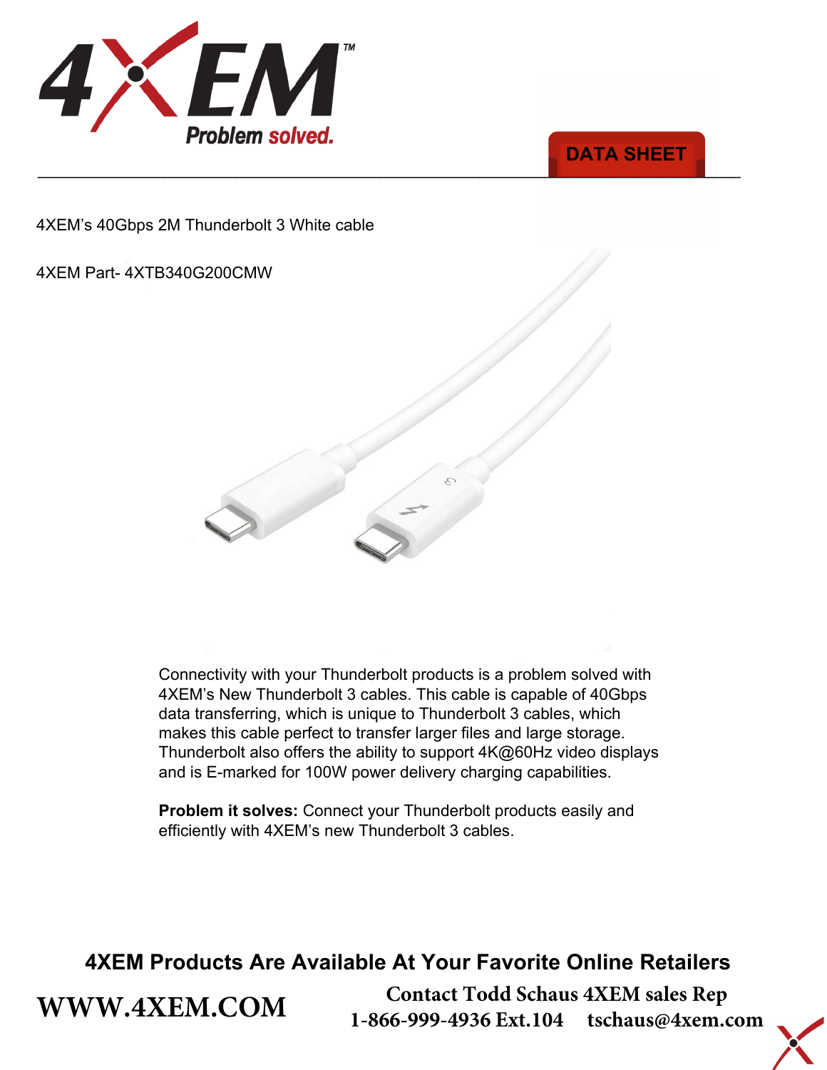DATA SHEET

4XEM's 40Gbps 2M Thunderbolt 3 White cable

4XEM Part- 4XTB340G200CMW

Connectivity with your Thunderbolt products is a problem solved with 4XEM's New Thunderbolt 3 cables. This cable is capable of 40Gbps data transferring, which is unique to Thunderbolt 3 cables, which makes this cable perfect to transfer larger files and large storage. Thunderbolt also offers the ability to support 4K@60Hz video displays and is E-marked for 100W power delivery charging capabilities.

**Problem it solves:** Connect your Thunderbolt products easily and efficiently with 4XEM's new Thunderbolt 3 cables.

**4XEM Products Are Available At Your Favorite Online Retailers**

**WWW.4XEM.COM**

**Contact Todd Schaus 4XEM sales Rep**
**1-866-999-4936 Ext.104 tschaus@4xem.com**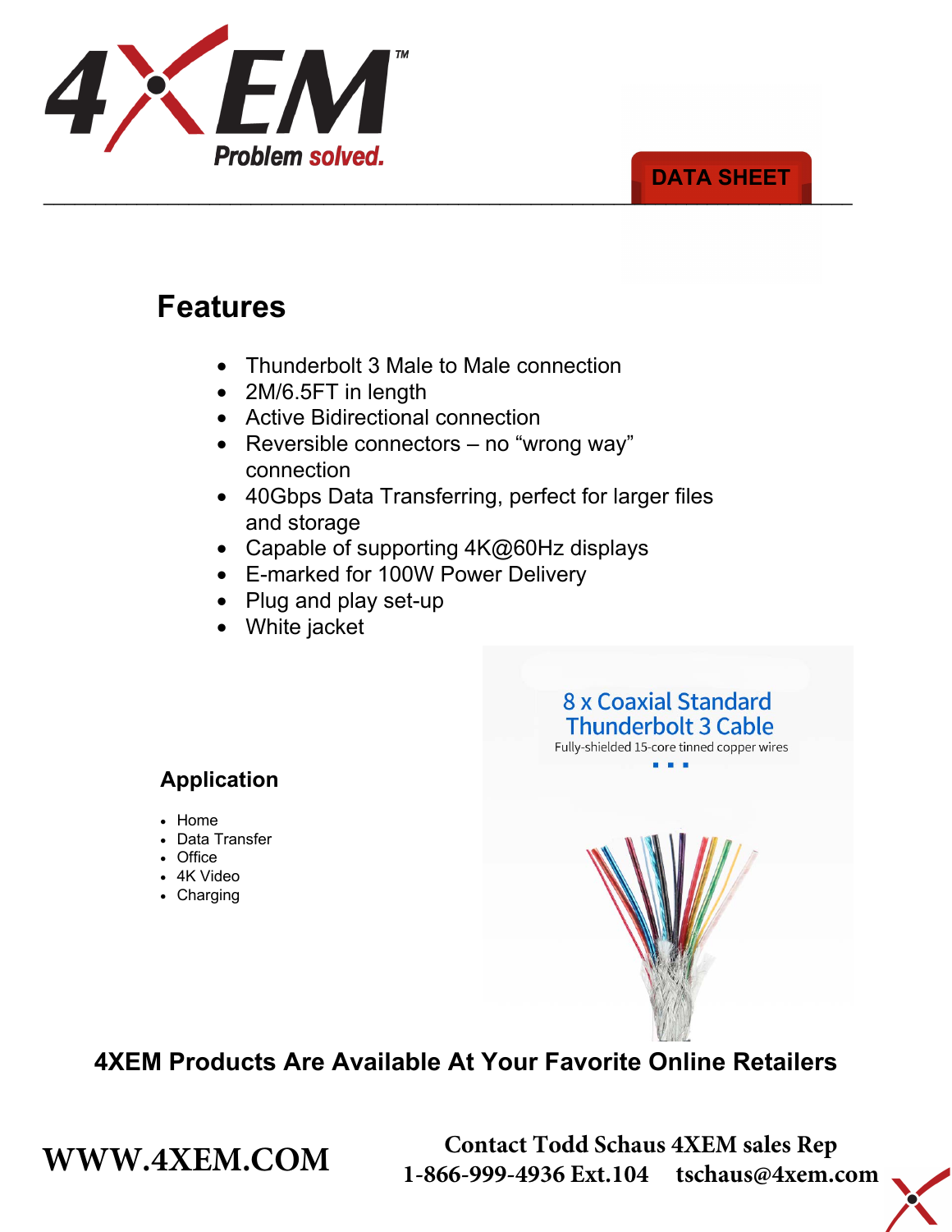# 4XEM

Problem solved.

DATA SHEET

## Features

- Thunderbolt 3 Male to Male connection
- 2M/6.5FT in length
- Active Bidirectional connection
- Reversible connectors – no "wrong way" connection
- 40Gbps Data Transferring, perfect for larger files and storage
- Capable of supporting 4K@60Hz displays
- E-marked for 100W Power Delivery
- Plug and play set-up
- White jacket

8 x Coaxial Standard Thunderbolt 3 Cable

Fully-shielded 15-core tinned copper wires

### Application

- Home
- Data Transfer
- Office
- 4K Video
- Charging

**4XEM Products Are Available At Your Favorite Online Retailers**

**WWW.4XEM.COM**

**Contact Todd Schaus 4XEM sales Rep**
**1-866-999-4936 Ext.104 tschaus@4xem.com**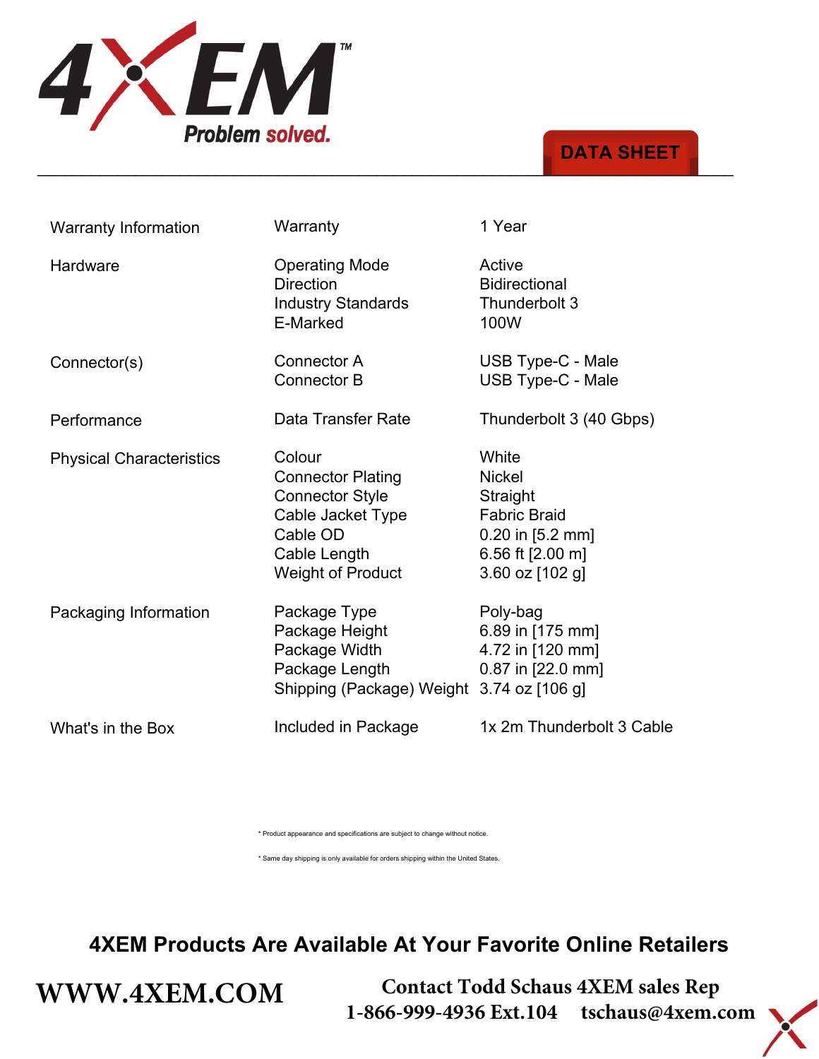4XEM™
Problem solved.

DATA SHEET

| | | |
|---|---|---|
| Warranty Information | Warranty | 1 Year |
| Hardware | Operating Mode | Active |
| | Direction | Bidirectional |
| | Industry Standards | Thunderbolt 3 |
| | E-Marked | 100W |
| Connector(s) | Connector A | USB Type-C - Male |
| | Connector B | USB Type-C - Male |
| Performance | Data Transfer Rate | Thunderbolt 3 (40 Gbps) |
| Physical Characteristics | Colour | White |
| | Connector Plating | Nickel |
| | Connector Style | Straight |
| | Cable Jacket Type | Fabric Braid |
| | Cable OD | 0.20 in [5.2 mm] |
| | Cable Length | 6.56 ft [2.00 m] |
| | Weight of Product | 3.60 oz [102 g] |
| Packaging Information | Package Type | Poly-bag |
| | Package Height | 6.89 in [175 mm] |
| | Package Width | 4.72 in [120 mm] |
| | Package Length | 0.87 in [22.0 mm] |
| | Shipping (Package) Weight | 3.74 oz [106 g] |
| What's in the Box | Included in Package | 1x 2m Thunderbolt 3 Cable |

* Product appearance and specifications are subject to change without notice.

* Same day shipping is only available for orders shipping within the United States.

**4XEM Products Are Available At Your Favorite Online Retailers**

**WWW.4XEM.COM**

**Contact Todd Schaus 4XEM sales Rep**
**1-866-999-4936 Ext.104 tschaus@4xem.com**